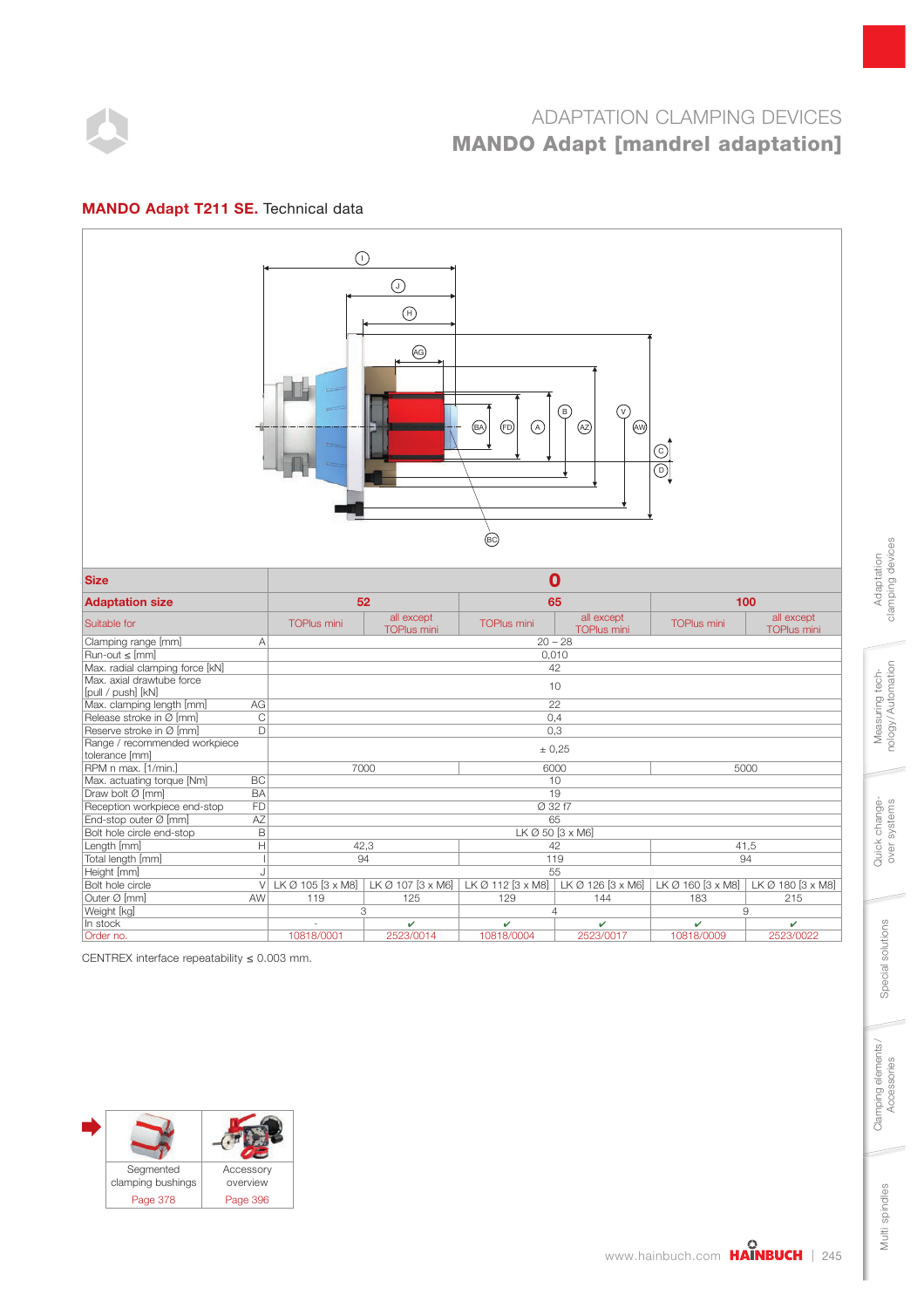# ADAPTATION CLAMPING DEVICES

## MANDO Adapt [mandrel adaptation]

### MANDO Adapt T211 SE. Technical data

| Size | | 0 | | | | | |
|---|---|---|---|---|---|---|---|
| **Adaptation size** | | 52 | | 65 | | 100 | |
| Suitable for | | TOPlus mini | all except TOPlus mini | TOPlus mini | all except TOPlus mini | TOPlus mini | all except TOPlus mini |
| Clamping range [mm] | A | 20 – 28 | | | | | |
| Run-out ≤ [mm] | | 0,010 | | | | | |
| Max. radial clamping force [kN] | | 42 | | | | | |
| Max. axial drawtube force [pull / push] [kN] | | 10 | | | | | |
| Max. clamping length [mm] | AG | 22 | | | | | |
| Release stroke in Ø [mm] | C | 0,4 | | | | | |
| Reserve stroke in Ø [mm] | D | 0,3 | | | | | |
| Range / recommended workpiece tolerance [mm] | | ± 0,25 | | | | | |
| RPM n max. [1/min.] | | 7000 | | 6000 | | 5000 | |
| Max. actuating torque [Nm] | BC | 10 | | | | | |
| Draw bolt Ø [mm] | BA | 19 | | | | | |
| Reception workpiece end-stop | FD | Ø 32 f7 | | | | | |
| End-stop outer Ø [mm] | AZ | 65 | | | | | |
| Bolt hole circle end-stop | B | LK Ø 50 [3 x M6] | | | | | |
| Length [mm] | H | 42,3 | | 42 | | 41,5 | |
| Total length [mm] | I | 94 | | 119 | | 94 | |
| Height [mm] | J | 55 | | | | | |
| Bolt hole circle | V | LK Ø 105 [3 x M8] | LK Ø 107 [3 x M6] | LK Ø 112 [3 x M8] | LK Ø 126 [3 x M6] | LK Ø 160 [3 x M8] | LK Ø 180 [3 x M8] |
| Outer Ø [mm] | AW | 119 | 125 | 129 | 144 | 183 | 215 |
| Weight [kg] | | 3 | | 4 | | 9 | |
| In stock | | - | ✔ | ✔ | ✔ | ✔ | ✔ |
| Order no. | | 10818/0001 | 2523/0014 | 10818/0004 | 2523/0017 | 10818/0009 | 2523/0022 |

CENTREX interface repeatability ≤ 0.003 mm.

| Segmented clamping bushings | Accessory overview |
|---|---|
| Page 378 | Page 396 |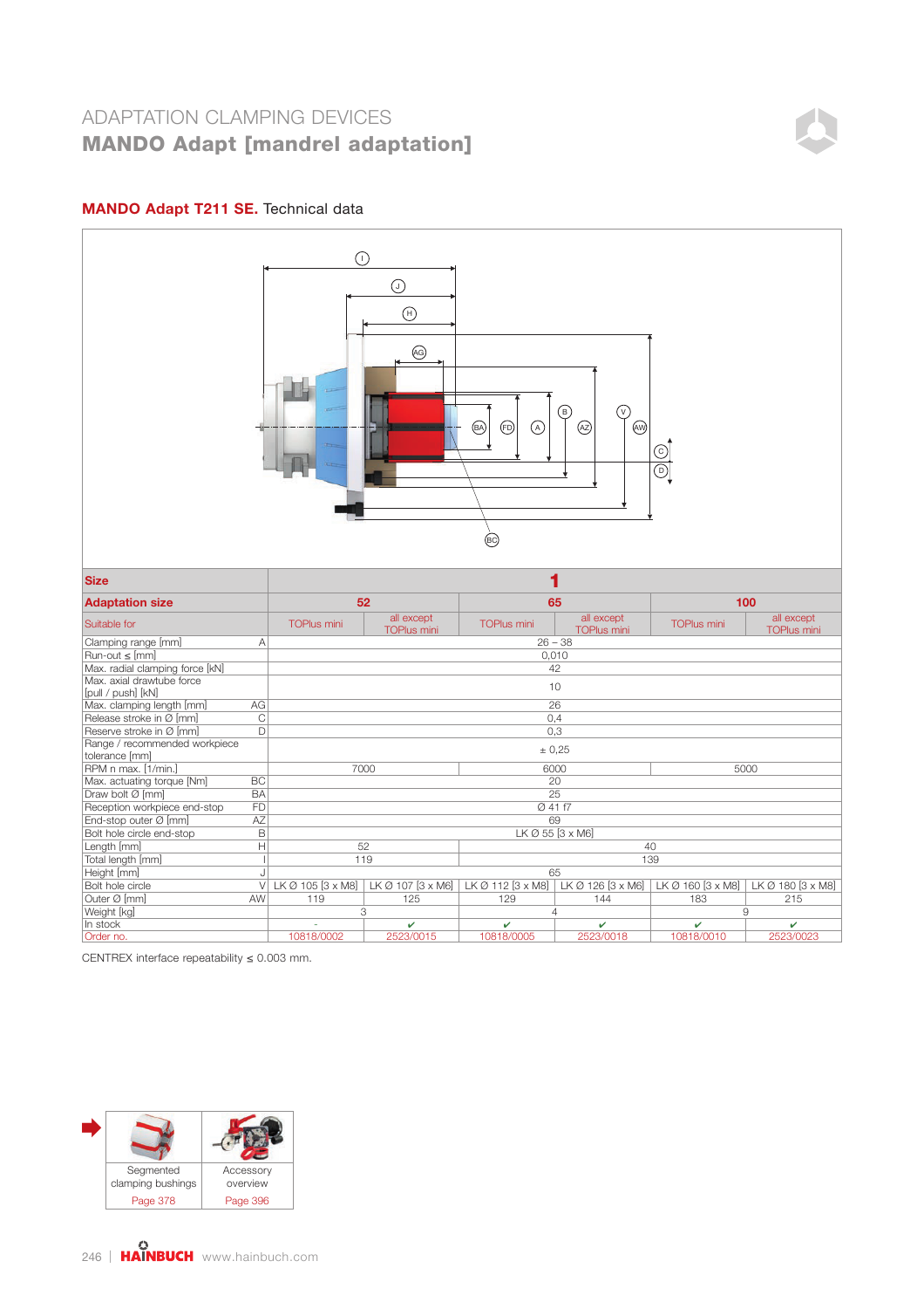# ADAPTATION CLAMPING DEVICES

## MANDO Adapt [mandrel adaptation]

### MANDO Adapt T211 SE. Technical data

| Size | | 1 | | | | | |
|---|---|---|---|---|---|---|---|
| **Adaptation size** | | 52 | | 65 | | 100 | |
| Suitable for | | TOPlus mini | all except TOPlus mini | TOPlus mini | all except TOPlus mini | TOPlus mini | all except TOPlus mini |
| Clamping range [mm] | A | 26 – 38 | | | | | |
| Run-out ≤ [mm] | | 0,010 | | | | | |
| Max. radial clamping force [kN] | | 42 | | | | | |
| Max. axial drawtube force [pull / push] [kN] | | 10 | | | | | |
| Max. clamping length [mm] | AG | 26 | | | | | |
| Release stroke in Ø [mm] | C | 0,4 | | | | | |
| Reserve stroke in Ø [mm] | D | 0,3 | | | | | |
| Range / recommended workpiece tolerance [mm] | | ± 0,25 | | | | | |
| RPM n max. [1/min.] | | 7000 | | 6000 | | 5000 | |
| Max. actuating torque [Nm] | BC | 20 | | | | | |
| Draw bolt Ø [mm] | BA | 25 | | | | | |
| Reception workpiece end-stop | FD | Ø 41 f7 | | | | | |
| End-stop outer Ø [mm] | AZ | 69 | | | | | |
| Bolt hole circle end-stop | B | LK Ø 55 [3 x M6] | | | | | |
| Length [mm] | H | 52 | | 40 | | | |
| Total length [mm] | I | 119 | | 139 | | | |
| Height [mm] | J | 65 | | | | | |
| Bolt hole circle | V | LK Ø 105 [3 x M8] | LK Ø 107 [3 x M6] | LK Ø 112 [3 x M8] | LK Ø 126 [3 x M6] | LK Ø 160 [3 x M8] | LK Ø 180 [3 x M8] |
| Outer Ø [mm] | AW | 119 | 125 | 129 | 144 | 183 | 215 |
| Weight [kg] | | 3 | | 4 | | 9 | |
| In stock | | - | ✔ | ✔ | ✔ | ✔ | ✔ |
| Order no. | | 10818/0002 | 2523/0015 | 10818/0005 | 2523/0018 | 10818/0010 | 2523/0023 |

CENTREX interface repeatability ≤ 0.003 mm.

| Segmented clamping bushings | Accessory overview |
|---|---|
| Page 378 | Page 396 |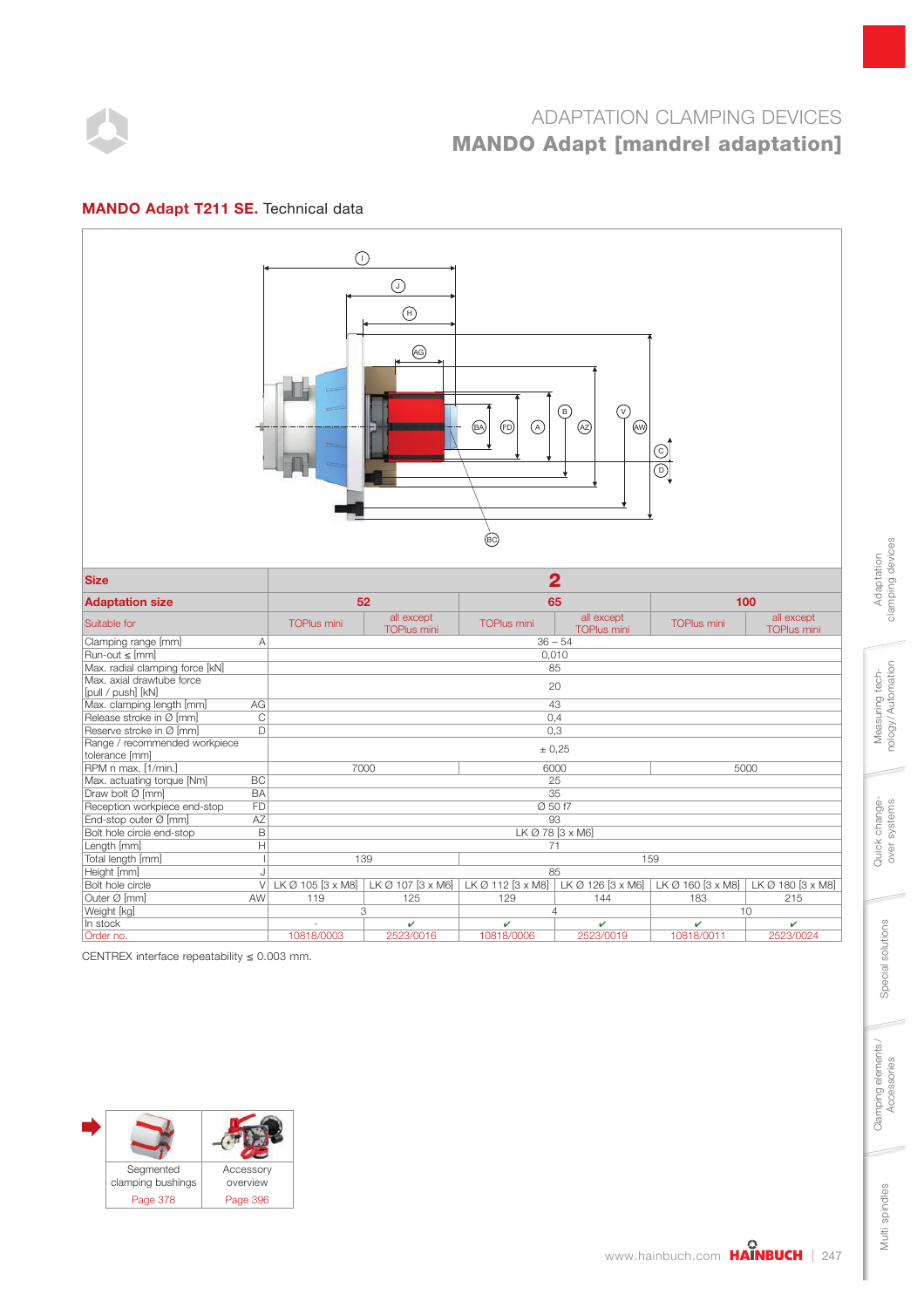# ADAPTATION CLAMPING DEVICES
## MANDO Adapt [mandrel adaptation]

### MANDO Adapt T211 SE. Technical data

| Size | | 2 | | | | | |
|---|---|---|---|---|---|---|---|
| **Adaptation size** | | 52 | | 65 | | 100 | |
| Suitable for | | TOPlus mini | all except TOPlus mini | TOPlus mini | all except TOPlus mini | TOPlus mini | all except TOPlus mini |
| Clamping range [mm] | A | 36 – 54 | | | | | |
| Run-out ≤ [mm] | | 0,010 | | | | | |
| Max. radial clamping force [kN] | | 85 | | | | | |
| Max. axial drawtube force [pull / push] [kN] | | 20 | | | | | |
| Max. clamping length [mm] | AG | 43 | | | | | |
| Release stroke in Ø [mm] | C | 0,4 | | | | | |
| Reserve stroke in Ø [mm] | D | 0,3 | | | | | |
| Range / recommended workpiece tolerance [mm] | | ± 0,25 | | | | | |
| RPM n max. [1/min.] | | 7000 | | 6000 | | 5000 | |
| Max. actuating torque [Nm] | BC | 25 | | | | | |
| Draw bolt Ø [mm] | BA | 35 | | | | | |
| Reception workpiece end-stop | FD | Ø 50 f7 | | | | | |
| End-stop outer Ø [mm] | AZ | 93 | | | | | |
| Bolt hole circle end-stop | B | LK Ø 78 [3 x M6] | | | | | |
| Length [mm] | H | 71 | | | | | |
| Total length [mm] | I | 139 | | 159 | | | |
| Height [mm] | J | 85 | | | | | |
| Bolt hole circle | V | LK Ø 105 [3 x M8] | LK Ø 107 [3 x M6] | LK Ø 112 [3 x M8] | LK Ø 126 [3 x M6] | LK Ø 160 [3 x M8] | LK Ø 180 [3 x M8] |
| Outer Ø [mm] | AW | 119 | 125 | 129 | 144 | 183 | 215 |
| Weight [kg] | | 3 | | 4 | | 10 | |
| In stock | | - | ✔ | ✔ | ✔ | ✔ | ✔ |
| Order no. | | 10818/0003 | 2523/0016 | 10818/0006 | 2523/0019 | 10818/0011 | 2523/0024 |

CENTREX interface repeatability ≤ 0.003 mm.

| Segmented clamping bushings | Accessory overview |
|---|---|
| Page 378 | Page 396 |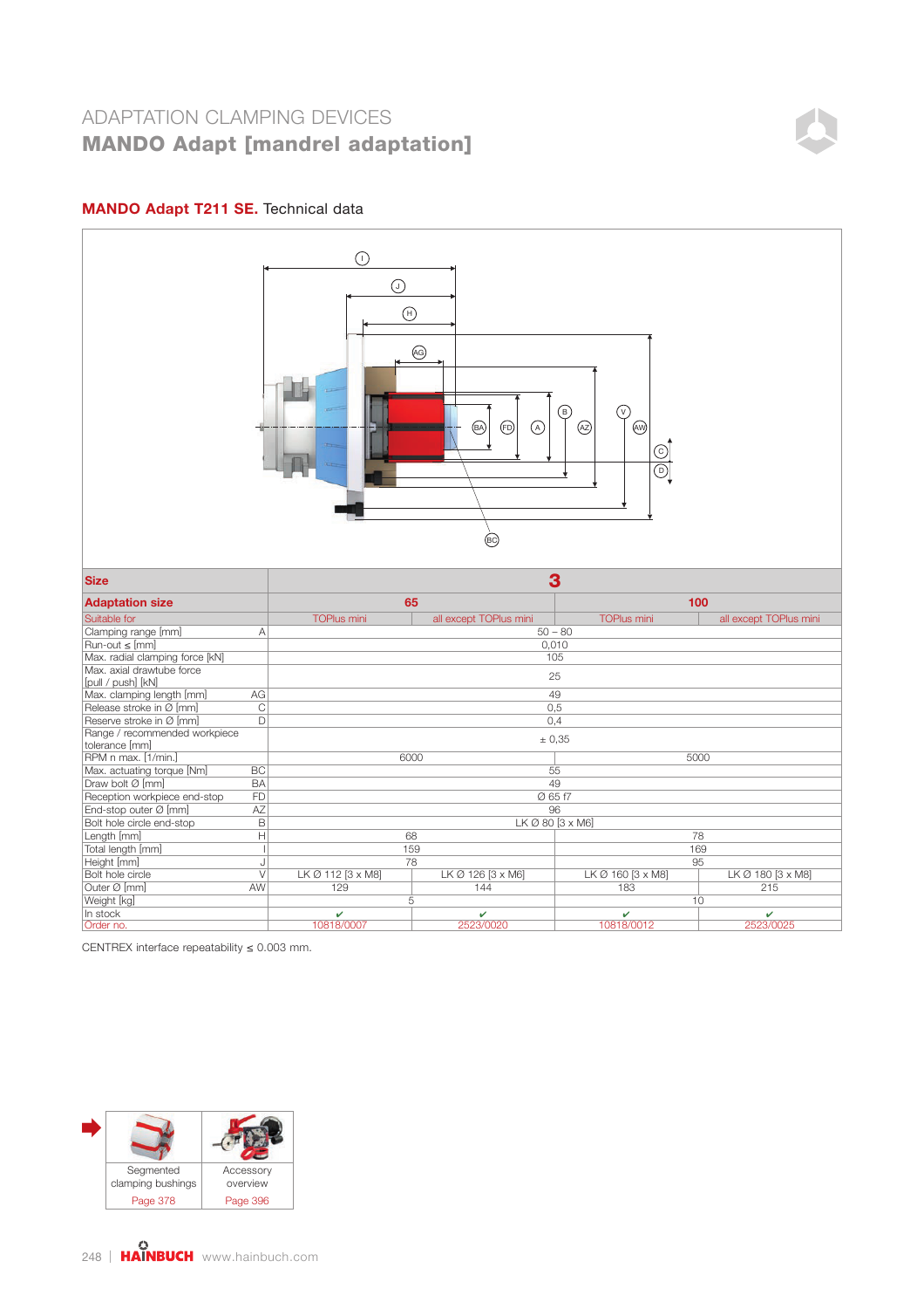# ADAPTATION CLAMPING DEVICES

## MANDO Adapt [mandrel adaptation]

### MANDO Adapt T211 SE. Technical data

| Size | | 3 | | | |
|---|---|---|---|---|---|
| **Adaptation size** | | **65** | | **100** | |
| Suitable for | | TOPlus mini | all except TOPlus mini | TOPlus mini | all except TOPlus mini |
| Clamping range [mm] | A | 50 – 80 | | | |
| Run-out ≤ [mm] | | 0,010 | | | |
| Max. radial clamping force [kN] | | 105 | | | |
| Max. axial drawtube force [pull / push] [kN] | | 25 | | | |
| Max. clamping length [mm] | AG | 49 | | | |
| Release stroke in Ø [mm] | C | 0,5 | | | |
| Reserve stroke in Ø [mm] | D | 0,4 | | | |
| Range / recommended workpiece tolerance [mm] | | ± 0,35 | | | |
| RPM n max. [1/min.] | | 6000 | | 5000 | |
| Max. actuating torque [Nm] | BC | 55 | | | |
| Draw bolt Ø [mm] | BA | 49 | | | |
| Reception workpiece end-stop | FD | Ø 65 f7 | | | |
| End-stop outer Ø [mm] | AZ | 96 | | | |
| Bolt hole circle end-stop | B | LK Ø 80 [3 x M6] | | | |
| Length [mm] | H | 68 | | 78 | |
| Total length [mm] | I | 159 | | 169 | |
| Height [mm] | J | 78 | | 95 | |
| Bolt hole circle | V | LK Ø 112 [3 x M8] | LK Ø 126 [3 x M6] | LK Ø 160 [3 x M8] | LK Ø 180 [3 x M8] |
| Outer Ø [mm] | AW | 129 | 144 | 183 | 215 |
| Weight [kg] | | 5 | | 10 | |
| In stock | | ✔ | ✔ | ✔ | ✔ |
| Order no. | | 10818/0007 | 2523/0020 | 10818/0012 | 2523/0025 |

CENTREX interface repeatability ≤ 0.003 mm.

| Segmented clamping bushings | Accessory overview |
|---|---|
| Page 378 | Page 396 |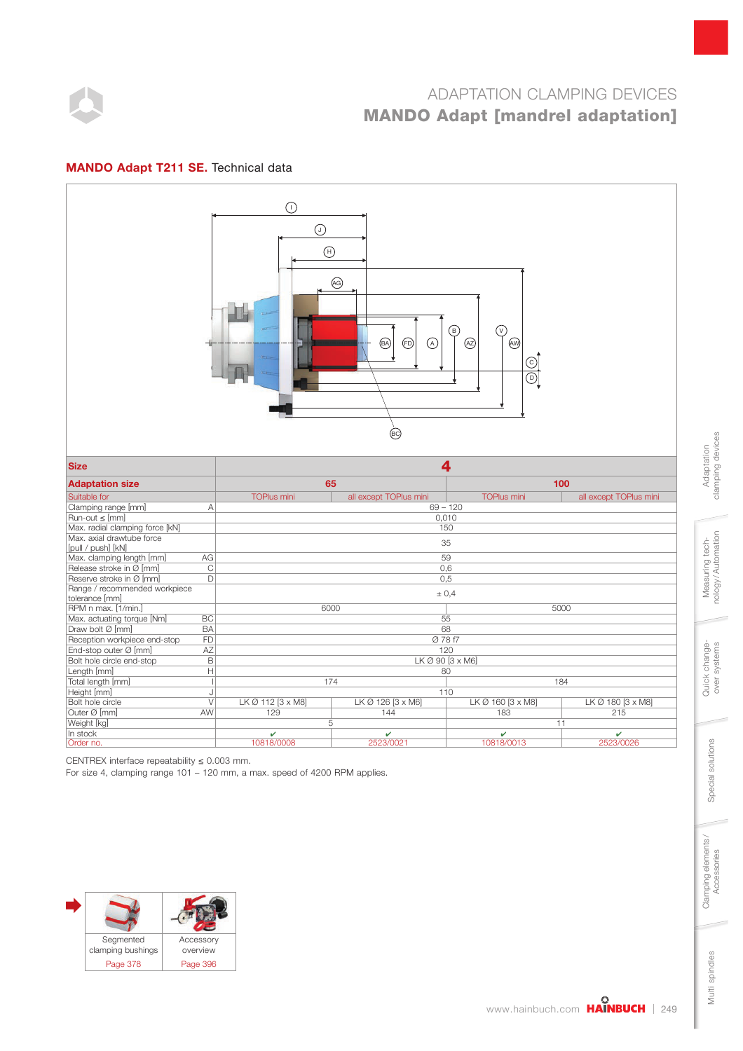# ADAPTATION CLAMPING DEVICES

## MANDO Adapt [mandrel adaptation]

### MANDO Adapt T211 SE. Technical data

| Size | | 4 | | | |
|---|---|---|---|---|---|
| **Adaptation size** | | 65 | | 100 | |
| Suitable for | | TOPlus mini | all except TOPlus mini | TOPlus mini | all except TOPlus mini |
| Clamping range [mm] | A | 69 – 120 | | | |
| Run-out ≤ [mm] | | 0,010 | | | |
| Max. radial clamping force [kN] | | 150 | | | |
| Max. axial drawtube force [pull / push] [kN] | | 35 | | | |
| Max. clamping length [mm] | AG | 59 | | | |
| Release stroke in Ø [mm] | C | 0,6 | | | |
| Reserve stroke in Ø [mm] | D | 0,5 | | | |
| Range / recommended workpiece tolerance [mm] | | ± 0,4 | | | |
| RPM n max. [1/min.] | | 6000 | | 5000 | |
| Max. actuating torque [Nm] | BC | 55 | | | |
| Draw bolt Ø [mm] | BA | 68 | | | |
| Reception workpiece end-stop | FD | Ø 78 f7 | | | |
| End-stop outer Ø [mm] | AZ | 120 | | | |
| Bolt hole circle end-stop | B | LK Ø 90 [3 x M6] | | | |
| Length [mm] | H | 80 | | | |
| Total length [mm] | I | 174 | | 184 | |
| Height [mm] | J | 110 | | | |
| Bolt hole circle | V | LK Ø 112 [3 x M8] | LK Ø 126 [3 x M6] | LK Ø 160 [3 x M8] | LK Ø 180 [3 x M8] |
| Outer Ø [mm] | AW | 129 | 144 | 183 | 215 |
| Weight [kg] | | 5 | | 11 | |
| In stock | | ✔ | ✔ | ✔ | ✔ |
| Order no. | | 10818/0008 | 2523/0021 | 10818/0013 | 2523/0026 |

CENTREX interface repeatability ≤ 0.003 mm.
For size 4, clamping range 101 – 120 mm, a max. speed of 4200 RPM applies.

| Segmented clamping bushings | Accessory overview |
|---|---|
| Page 378 | Page 396 |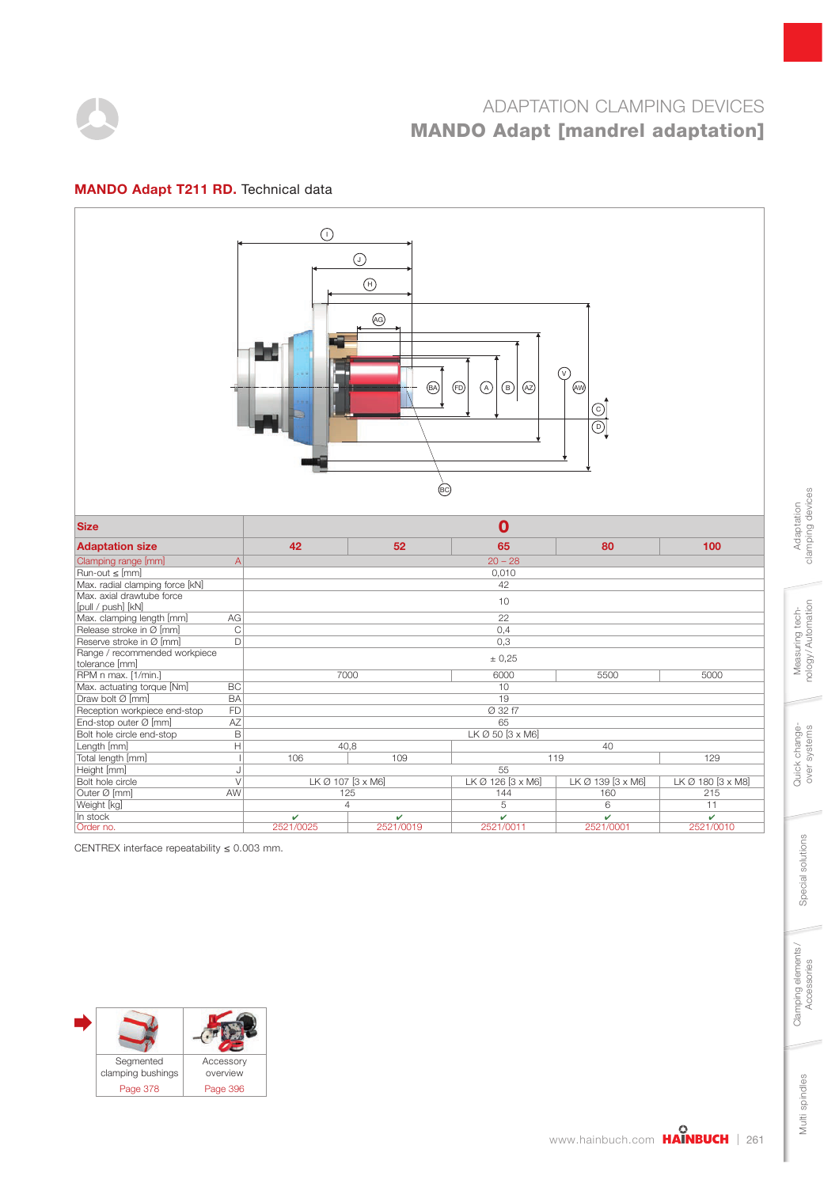ADAPTATION CLAMPING DEVICES

# MANDO Adapt [mandrel adaptation]

## MANDO Adapt T211 RD. Technical data

| Size | | 0 | | | | |
|---|---|---|---|---|---|---|
| **Adaptation size** | | **42** | **52** | **65** | **80** | **100** |
| Clamping range [mm] | A | 20 – 28 | | | | |
| Run-out ≤ [mm] | | 0,010 | | | | |
| Max. radial clamping force [kN] | | 42 | | | | |
| Max. axial drawtube force [pull / push] [kN] | | 10 | | | | |
| Max. clamping length [mm] | AG | 22 | | | | |
| Release stroke in Ø [mm] | C | 0,4 | | | | |
| Reserve stroke in Ø [mm] | D | 0,3 | | | | |
| Range / recommended workpiece tolerance [mm] | | ± 0,25 | | | | |
| RPM n max. [1/min.] | | 7000 | | 6000 | 5500 | 5000 |
| Max. actuating torque [Nm] | BC | 10 | | | | |
| Draw bolt Ø [mm] | BA | 19 | | | | |
| Reception workpiece end-stop | FD | Ø 32 f7 | | | | |
| End-stop outer Ø [mm] | AZ | 65 | | | | |
| Bolt hole circle end-stop | B | LK Ø 50 [3 x M6] | | | | |
| Length [mm] | H | 40,8 | | 40 | | |
| Total length [mm] | I | 106 | 109 | 119 | | 129 |
| Height [mm] | J | 55 | | | | |
| Bolt hole circle | V | LK Ø 107 [3 x M6] | | LK Ø 126 [3 x M6] | LK Ø 139 [3 x M6] | LK Ø 180 [3 x M8] |
| Outer Ø [mm] | AW | 125 | | 144 | 160 | 215 |
| Weight [kg] | | 4 | | 5 | 6 | 11 |
| In stock | | ✔ | ✔ | ✔ | ✔ | ✔ |
| Order no. | | 2521/0025 | 2521/0019 | 2521/0011 | 2521/0001 | 2521/0010 |

CENTREX interface repeatability ≤ 0.003 mm.

| Segmented clamping bushings | Accessory overview |
|---|---|
| Page 378 | Page 396 |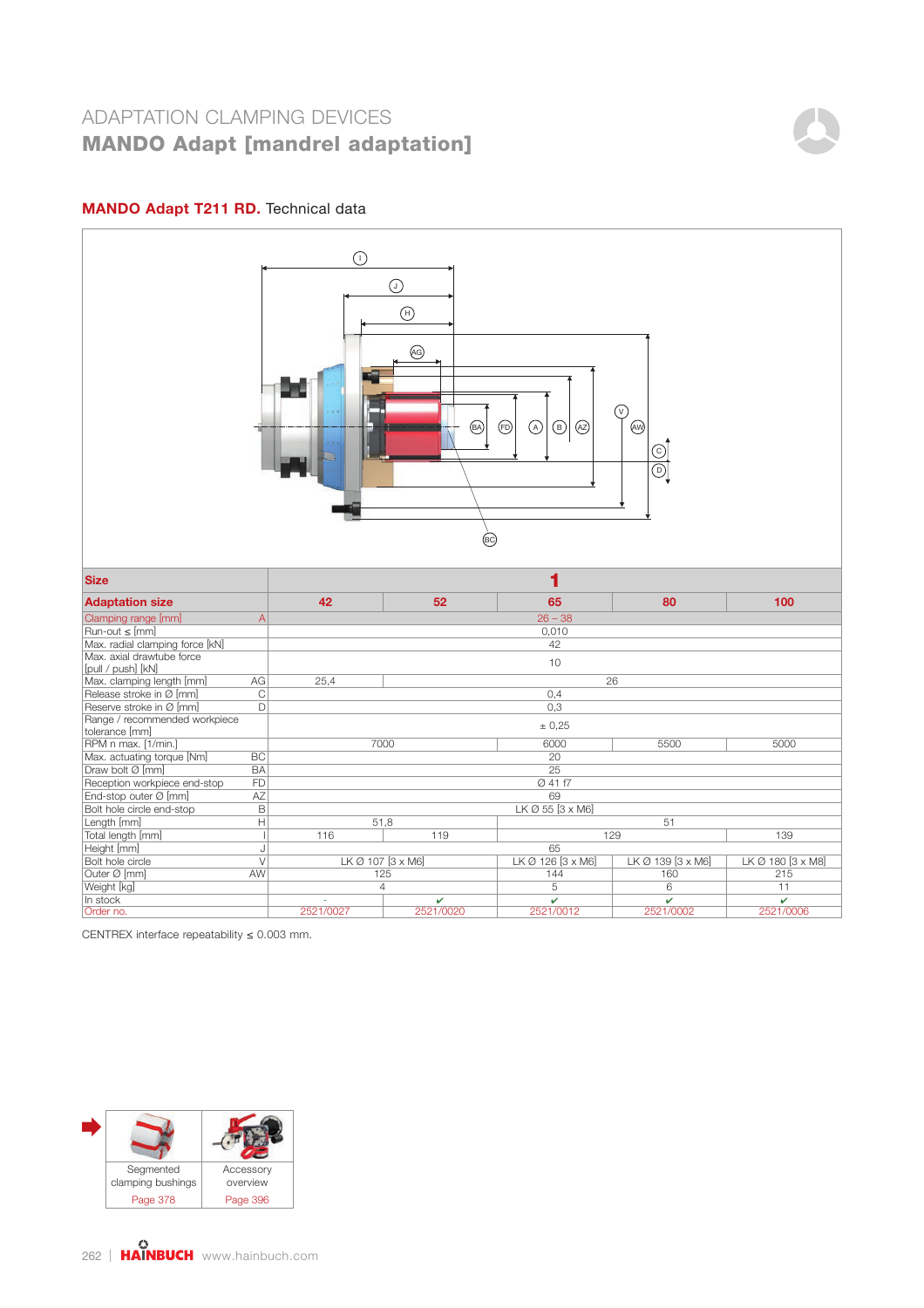ADAPTATION CLAMPING DEVICES

# MANDO Adapt [mandrel adaptation]

## MANDO Adapt T211 RD. Technical data

| Size | | 1 | | | |
|---|---|---|---|---|---|
| **Adaptation size** | | **42** | **52** | **65** | **80** | **100** |
| Clamping range [mm] | A | 26 – 38 | | | | |
| Run-out ≤ [mm] | | 0,010 | | | | |
| Max. radial clamping force [kN] | | 42 | | | | |
| Max. axial drawtube force [pull / push] [kN] | | 10 | | | | |
| Max. clamping length [mm] | AG | 25,4 | 26 | | | |
| Release stroke in Ø [mm] | C | 0,4 | | | | |
| Reserve stroke in Ø [mm] | D | 0,3 | | | | |
| Range / recommended workpiece tolerance [mm] | | ± 0,25 | | | | |
| RPM n max. [1/min.] | | 7000 | | 6000 | 5500 | 5000 |
| Max. actuating torque [Nm] | BC | 20 | | | | |
| Draw bolt Ø [mm] | BA | 25 | | | | |
| Reception workpiece end-stop | FD | Ø 41 f7 | | | | |
| End-stop outer Ø [mm] | AZ | 69 | | | | |
| Bolt hole circle end-stop | B | LK Ø 55 [3 x M6] | | | | |
| Length [mm] | H | 51,8 | | 51 | | |
| Total length [mm] | I | 116 | 119 | 129 | | 139 |
| Height [mm] | J | 65 | | | | |
| Bolt hole circle | V | LK Ø 107 [3 x M6] | | LK Ø 126 [3 x M6] | LK Ø 139 [3 x M6] | LK Ø 180 [3 x M8] |
| Outer Ø [mm] | AW | 125 | | 144 | 160 | 215 |
| Weight [kg] | | 4 | | 5 | 6 | 11 |
| In stock | | - | ✔ | ✔ | ✔ | ✔ |
| Order no. | | 2521/0027 | 2521/0020 | 2521/0012 | 2521/0002 | 2521/0006 |

CENTREX interface repeatability ≤ 0.003 mm.

| Segmented clamping bushings | Accessory overview |
|---|---|
| Page 378 | Page 396 |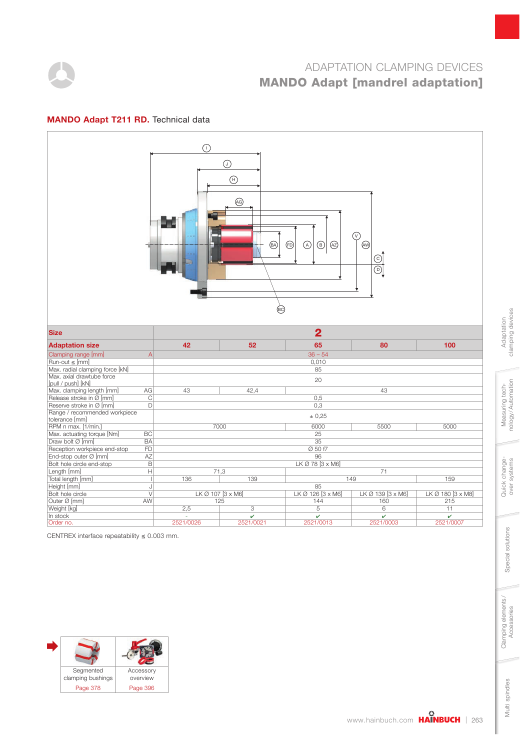# ADAPTATION CLAMPING DEVICES

## MANDO Adapt [mandrel adaptation]

### MANDO Adapt T211 RD. Technical data

| Size | | 2 | | | | |
|---|---|---|---|---|---|---|
| **Adaptation size** | | **42** | **52** | **65** | **80** | **100** |
| Clamping range [mm] | A | 36 – 54 | | | | |
| Run-out ≤ [mm] | | 0,010 | | | | |
| Max. radial clamping force [kN] | | 85 | | | | |
| Max. axial drawtube force [pull / push] [kN] | | 20 | | | | |
| Max. clamping length [mm] | AG | 43 | 42,4 | 43 | | |
| Release stroke in Ø [mm] | C | 0,5 | | | | |
| Reserve stroke in Ø [mm] | D | 0,3 | | | | |
| Range / recommended workpiece tolerance [mm] | | ± 0,25 | | | | |
| RPM n max. [1/min.] | | 7000 | | 6000 | 5500 | 5000 |
| Max. actuating torque [Nm] | BC | 25 | | | | |
| Draw bolt Ø [mm] | BA | 35 | | | | |
| Reception workpiece end-stop | FD | Ø 50 f7 | | | | |
| End-stop outer Ø [mm] | AZ | 96 | | | | |
| Bolt hole circle end-stop | B | LK Ø 78 [3 x M6] | | | | |
| Length [mm] | H | 71,3 | | 71 | | |
| Total length [mm] | I | 136 | 139 | 149 | | 159 |
| Height [mm] | J | 85 | | | | |
| Bolt hole circle | V | LK Ø 107 [3 x M6] | | LK Ø 126 [3 x M6] | LK Ø 139 [3 x M6] | LK Ø 180 [3 x M8] |
| Outer Ø [mm] | AW | 125 | | 144 | 160 | 215 |
| Weight [kg] | | 2,5 | 3 | 5 | 6 | 11 |
| In stock | | - | ✔ | ✔ | ✔ | ✔ |
| Order no. | | 2521/0026 | 2521/0021 | 2521/0013 | 2521/0003 | 2521/0007 |

CENTREX interface repeatability ≤ 0.003 mm.

| Segmented clamping bushings | Accessory overview |
|---|---|
| Page 378 | Page 396 |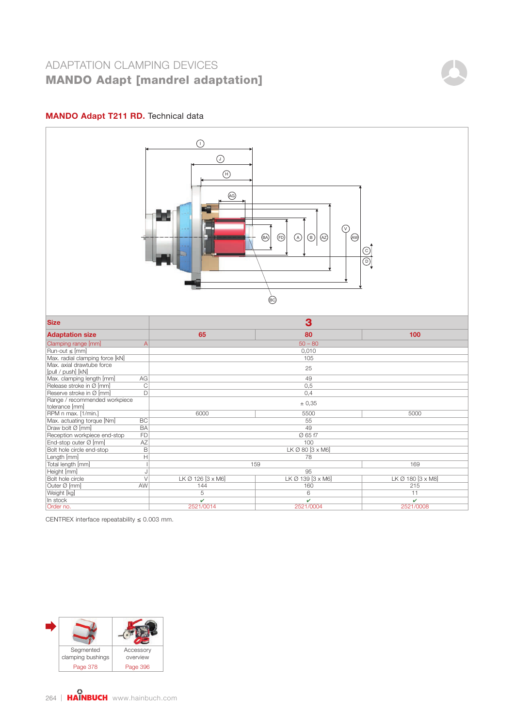# ADAPTATION CLAMPING DEVICES

## MANDO Adapt [mandrel adaptation]

### MANDO Adapt T211 RD. Technical data

| Size | | 3 | | |
|---|---|---|---|---|
| **Adaptation size** | | **65** | **80** | **100** |
| Clamping range [mm] | A | 50 – 80 | | |
| Run-out ≤ [mm] | | 0,010 | | |
| Max. radial clamping force [kN] | | 105 | | |
| Max. axial drawtube force [pull / push] [kN] | | 25 | | |
| Max. clamping length [mm] | AG | 49 | | |
| Release stroke in Ø [mm] | C | 0,5 | | |
| Reserve stroke in Ø [mm] | D | 0,4 | | |
| Range / recommended workpiece tolerance [mm] | | ± 0,35 | | |
| RPM n max. [1/min.] | | 6000 | 5500 | 5000 |
| Max. actuating torque [Nm] | BC | 55 | | |
| Draw bolt Ø [mm] | BA | 49 | | |
| Reception workpiece end-stop | FD | Ø 65 f7 | | |
| End-stop outer Ø [mm] | AZ | 100 | | |
| Bolt hole circle end-stop | B | LK Ø 80 [3 x M6] | | |
| Length [mm] | H | 78 | | |
| Total length [mm] | I | 159 | | 169 |
| Height [mm] | J | 95 | | |
| Bolt hole circle | V | LK Ø 126 [3 x M6] | LK Ø 139 [3 x M6] | LK Ø 180 [3 x M8] |
| Outer Ø [mm] | AW | 144 | 160 | 215 |
| Weight [kg] | | 5 | 6 | 11 |
| In stock | | ✔ | ✔ | ✔ |
| Order no. | | 2521/0014 | 2521/0004 | 2521/0008 |

CENTREX interface repeatability ≤ 0.003 mm.

| Segmented clamping bushings | Accessory overview |
|---|---|
| Page 378 | Page 396 |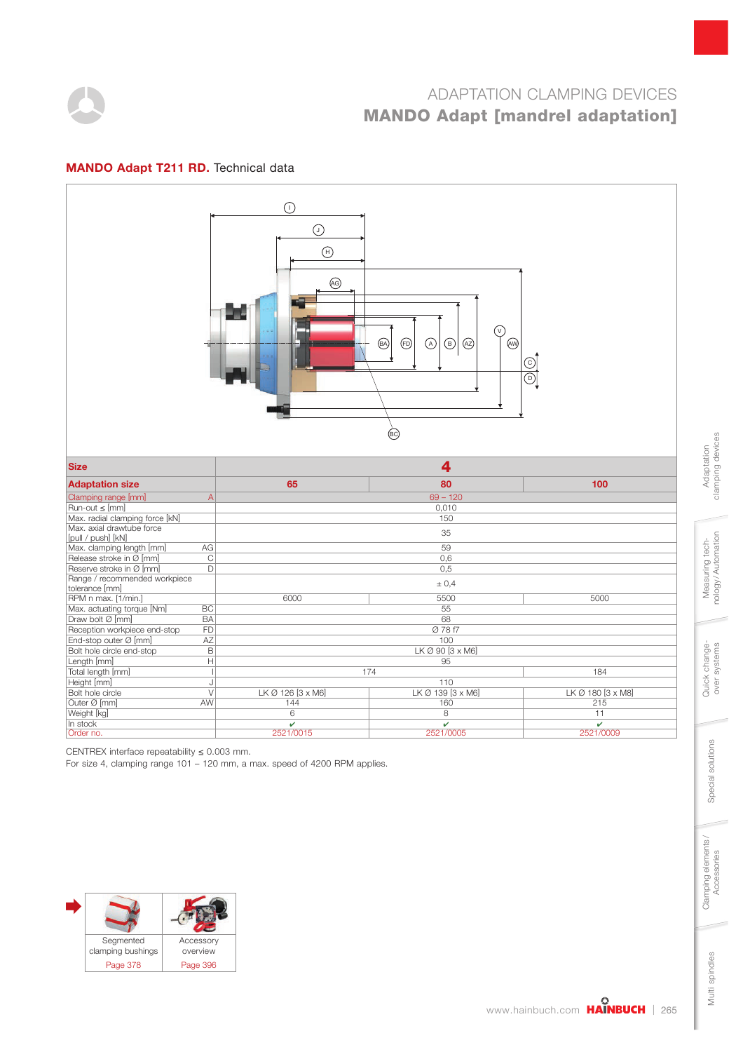# ADAPTATION CLAMPING DEVICES

## MANDO Adapt [mandrel adaptation]

### MANDO Adapt T211 RD. Technical data

I
J
H
AG
BA FD A B AZ V AW
C
D
BC

| Size | | 4 | | |
|---|---|---|---|---|
| **Adaptation size** | | **65** | **80** | **100** |
| Clamping range [mm] | A | 69 – 120 | | |
| Run-out ≤ [mm] | | 0,010 | | |
| Max. radial clamping force [kN] | | 150 | | |
| Max. axial drawtube force [pull / push] [kN] | | 35 | | |
| Max. clamping length [mm] | AG | 59 | | |
| Release stroke in Ø [mm] | C | 0,6 | | |
| Reserve stroke in Ø [mm] | D | 0,5 | | |
| Range / recommended workpiece tolerance [mm] | | ± 0,4 | | |
| RPM n max. [1/min.] | | 6000 | 5500 | 5000 |
| Max. actuating torque [Nm] | BC | 55 | | |
| Draw bolt Ø [mm] | BA | 68 | | |
| Reception workpiece end-stop | FD | Ø 78 f7 | | |
| End-stop outer Ø [mm] | AZ | 100 | | |
| Bolt hole circle end-stop | B | LK Ø 90 [3 x M6] | | |
| Length [mm] | H | 95 | | |
| Total length [mm] | I | 174 | | 184 |
| Height [mm] | J | 110 | | |
| Bolt hole circle | V | LK Ø 126 [3 x M6] | LK Ø 139 [3 x M6] | LK Ø 180 [3 x M8] |
| Outer Ø [mm] | AW | 144 | 160 | 215 |
| Weight [kg] | | 6 | 8 | 11 |
| In stock | | ✔ | ✔ | ✔ |
| Order no. | | 2521/0015 | 2521/0005 | 2521/0009 |

CENTREX interface repeatability ≤ 0.003 mm.
For size 4, clamping range 101 – 120 mm, a max. speed of 4200 RPM applies.

| Segmented clamping bushings | Accessory overview |
|---|---|
| Page 378 | Page 396 |